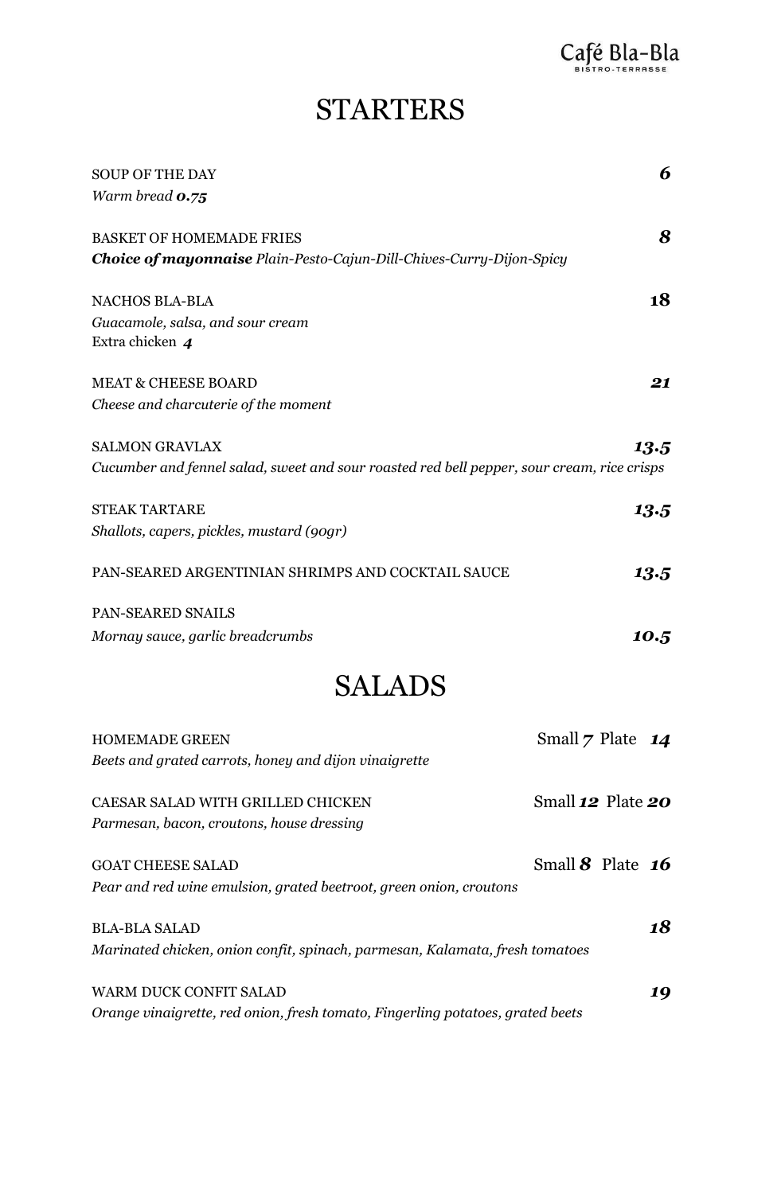Café Bla-Bla
BISTRO-TERRASSE

# STARTERS

SOUP OF THE DAY — ***6***
*Warm bread **0.75***

BASKET OF HOMEMADE FRIES — ***8***
***Choice of mayonnaise** Plain-Pesto-Cajun-Dill-Chives-Curry-Dijon-Spicy*

NACHOS BLA-BLA — ***18***
*Guacamole, salsa, and sour cream*
Extra chicken ***4***

MEAT & CHEESE BOARD — ***21***
*Cheese and charcuterie of the moment*

SALMON GRAVLAX — ***13.5***
*Cucumber and fennel salad, sweet and sour roasted red bell pepper, sour cream, rice crisps*

STEAK TARTARE — ***13.5***
*Shallots, capers, pickles, mustard (90gr)*

PAN-SEARED ARGENTINIAN SHRIMPS AND COCKTAIL SAUCE — ***13.5***

PAN-SEARED SNAILS
*Mornay sauce, garlic breadcrumbs* — ***10.5***

# SALADS

HOMEMADE GREEN — Small ***7*** Plate ***14***
*Beets and grated carrots, honey and dijon vinaigrette*

CAESAR SALAD WITH GRILLED CHICKEN — Small ***12*** Plate ***20***
*Parmesan, bacon, croutons, house dressing*

GOAT CHEESE SALAD — Small ***8*** Plate ***16***
*Pear and red wine emulsion, grated beetroot, green onion, croutons*

BLA-BLA SALAD — ***18***
*Marinated chicken, onion confit, spinach, parmesan, Kalamata, fresh tomatoes*

WARM DUCK CONFIT SALAD — ***19***
*Orange vinaigrette, red onion, fresh tomato, Fingerling potatoes, grated beets*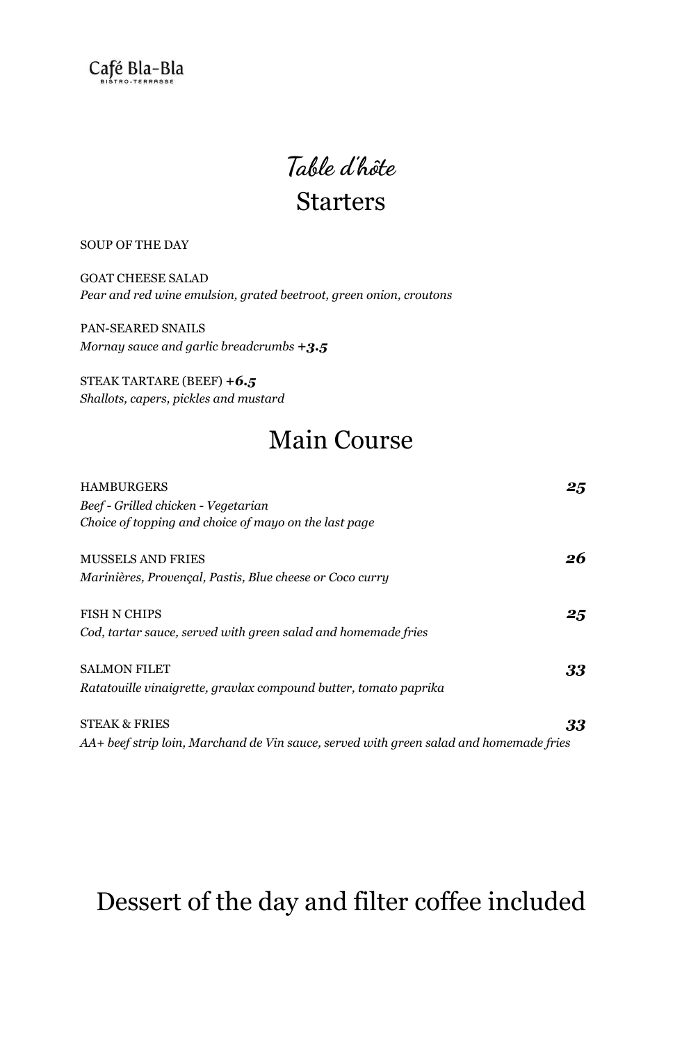Café Bla-Bla
BISTRO-TERRASSE

# Table d'hôte

## Starters

SOUP OF THE DAY

GOAT CHEESE SALAD
*Pear and red wine emulsion, grated beetroot, green onion, croutons*

PAN-SEARED SNAILS
*Mornay sauce and garlic breadcrumbs* ***+3.5***

STEAK TARTARE (BEEF) ***+6.5***
*Shallots, capers, pickles and mustard*

## Main Course

HAMBURGERS ***25***
*Beef - Grilled chicken - Vegetarian*
*Choice of topping and choice of mayo on the last page*

MUSSELS AND FRIES ***26***
*Marinières, Provençal, Pastis, Blue cheese or Coco curry*

FISH N CHIPS ***25***
*Cod, tartar sauce, served with green salad and homemade fries*

SALMON FILET ***33***
*Ratatouille vinaigrette, gravlax compound butter, tomato paprika*

STEAK & FRIES ***33***
*AA+ beef strip loin, Marchand de Vin sauce, served with green salad and homemade fries*

## Dessert of the day and filter coffee included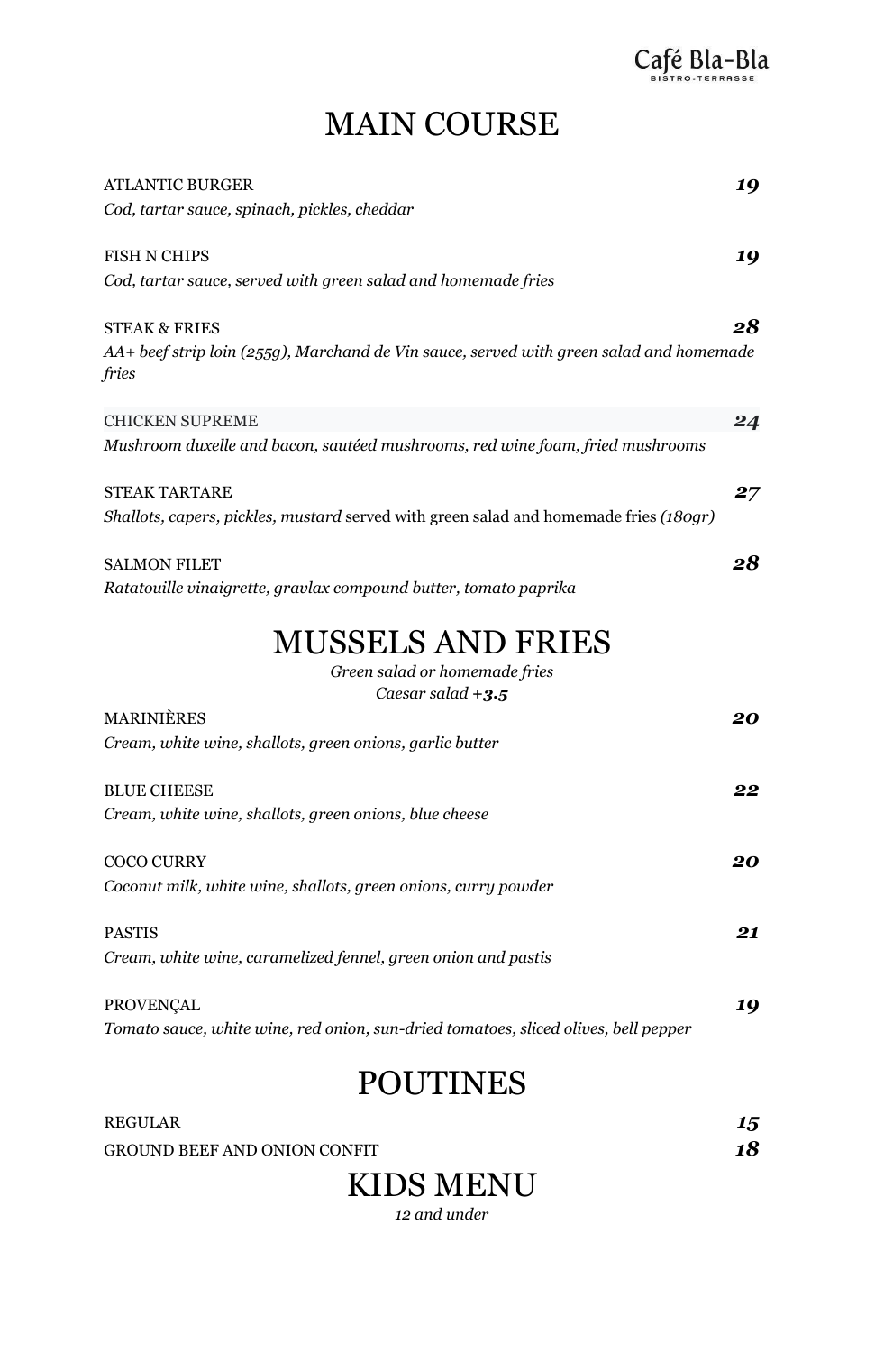# MAIN COURSE

ATLANTIC BURGER **19**
*Cod, tartar sauce, spinach, pickles, cheddar*

FISH N CHIPS **19**
*Cod, tartar sauce, served with green salad and homemade fries*

STEAK & FRIES **28**
*AA+ beef strip loin (255g), Marchand de Vin sauce, served with green salad and homemade fries*

CHICKEN SUPREME **24**
*Mushroom duxelle and bacon, sautéed mushrooms, red wine foam, fried mushrooms*

STEAK TARTARE **27**
*Shallots, capers, pickles, mustard* served with green salad and homemade fries *(180gr)*

SALMON FILET **28**
*Ratatouille vinaigrette, gravlax compound butter, tomato paprika*

# MUSSELS AND FRIES

*Green salad or homemade fries*
*Caesar salad* ***+3.5***

MARINIÈRES **20**
*Cream, white wine, shallots, green onions, garlic butter*

BLUE CHEESE **22**
*Cream, white wine, shallots, green onions, blue cheese*

COCO CURRY **20**
*Coconut milk, white wine, shallots, green onions, curry powder*

PASTIS **21**
*Cream, white wine, caramelized fennel, green onion and pastis*

PROVENÇAL **19**
*Tomato sauce, white wine, red onion, sun-dried tomatoes, sliced olives, bell pepper*

# POUTINES

REGULAR **15**

GROUND BEEF AND ONION CONFIT **18**

# KIDS MENU

*12 and under*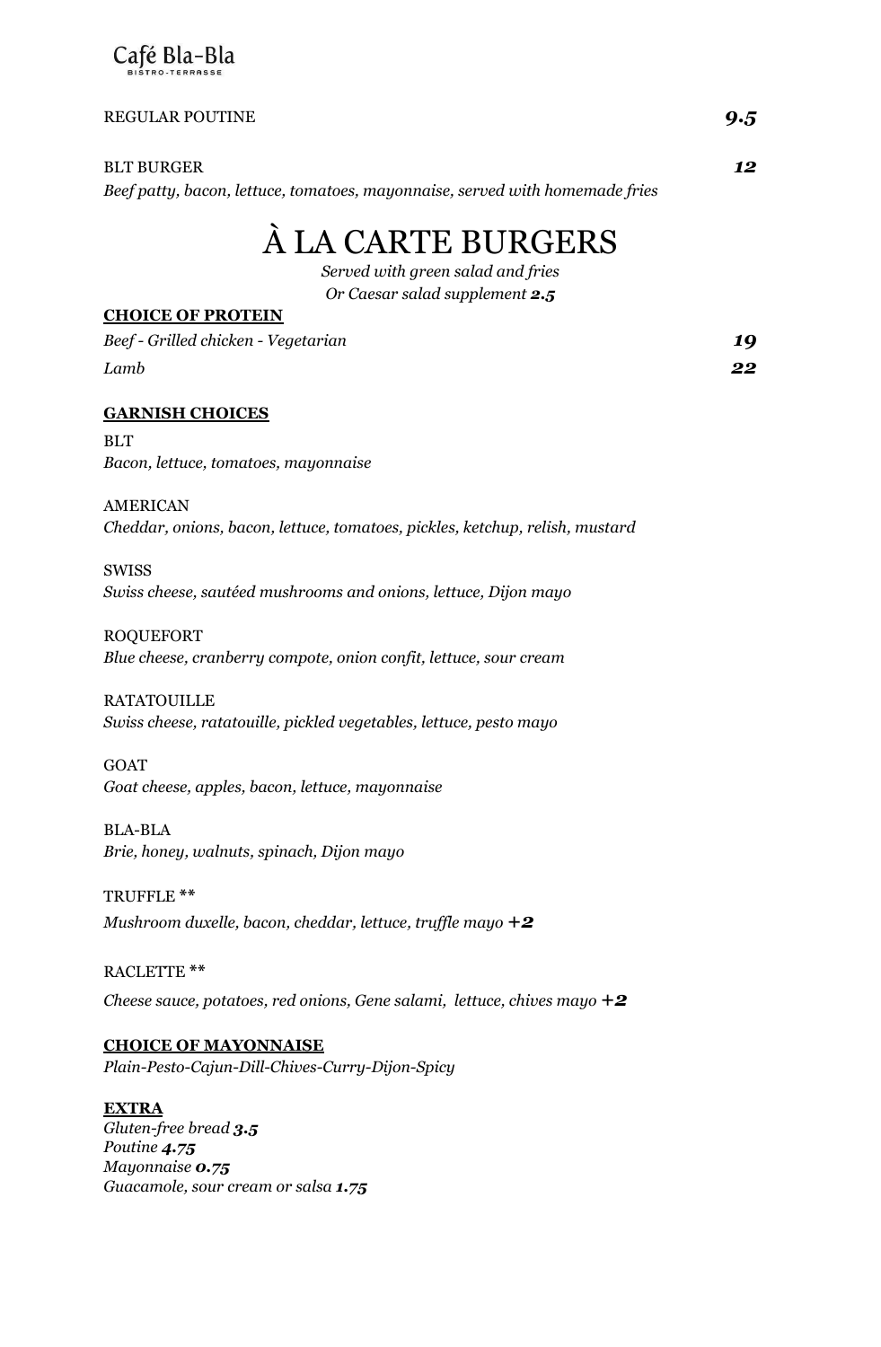Café Bla-Bla
BISTRO-TERRASSE

REGULAR POUTINE **9.5**

BLT BURGER **12**
*Beef patty, bacon, lettuce, tomatoes, mayonnaise, served with homemade fries*

# À LA CARTE BURGERS

*Served with green salad and fries*
*Or Caesar salad supplement* ***2.5***

**CHOICE OF PROTEIN**

*Beef - Grilled chicken - Vegetarian* ***19***
*Lamb* ***22***

**GARNISH CHOICES**

BLT
*Bacon, lettuce, tomatoes, mayonnaise*

AMERICAN
*Cheddar, onions, bacon, lettuce, tomatoes, pickles, ketchup, relish, mustard*

SWISS
*Swiss cheese, sautéed mushrooms and onions, lettuce, Dijon mayo*

ROQUEFORT
*Blue cheese, cranberry compote, onion confit, lettuce, sour cream*

RATATOUILLE
*Swiss cheese, ratatouille, pickled vegetables, lettuce, pesto mayo*

GOAT
*Goat cheese, apples, bacon, lettuce, mayonnaise*

BLA-BLA
*Brie, honey, walnuts, spinach, Dijon mayo*

TRUFFLE **
*Mushroom duxelle, bacon, cheddar, lettuce, truffle mayo* ***+2***

RACLETTE **
*Cheese sauce, potatoes, red onions, Gene salami, lettuce, chives mayo* ***+2***

**CHOICE OF MAYONNAISE**
*Plain-Pesto-Cajun-Dill-Chives-Curry-Dijon-Spicy*

**EXTRA**
*Gluten-free bread* ***3.5***
*Poutine* ***4.75***
*Mayonnaise* ***0.75***
*Guacamole, sour cream or salsa* ***1.75***